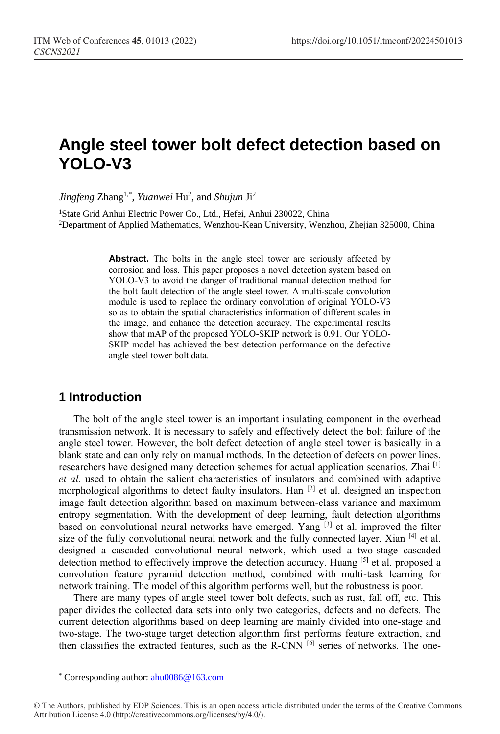# Angle steel tower bolt defect detection based on YOLO-V3

*Jingfeng* Zhang[1,*], *Yuanwei* Hu[2], and *Shujun* Ji[2]

[1]State Grid Anhui Electric Power Co., Ltd., Hefei, Anhui 230022, China
[2]Department of Applied Mathematics, Wenzhou-Kean University, Wenzhou, Zhejian 325000, China

**Abstract.** The bolts in the angle steel tower are seriously affected by corrosion and loss. This paper proposes a novel detection system based on YOLO-V3 to avoid the danger of traditional manual detection method for the bolt fault detection of the angle steel tower. A multi-scale convolution module is used to replace the ordinary convolution of original YOLO-V3 so as to obtain the spatial characteristics information of different scales in the image, and enhance the detection accuracy. The experimental results show that mAP of the proposed YOLO-SKIP network is 0.91. Our YOLO-SKIP model has achieved the best detection performance on the defective angle steel tower bolt data.

## 1 Introduction

The bolt of the angle steel tower is an important insulating component in the overhead transmission network. It is necessary to safely and effectively detect the bolt failure of the angle steel tower. However, the bolt defect detection of angle steel tower is basically in a blank state and can only rely on manual methods. In the detection of defects on power lines, researchers have designed many detection schemes for actual application scenarios. Zhai [1] *et al*. used to obtain the salient characteristics of insulators and combined with adaptive morphological algorithms to detect faulty insulators. Han [2] et al. designed an inspection image fault detection algorithm based on maximum between-class variance and maximum entropy segmentation. With the development of deep learning, fault detection algorithms based on convolutional neural networks have emerged. Yang [3] et al. improved the filter size of the fully convolutional neural network and the fully connected layer. Xian [4] et al. designed a cascaded convolutional neural network, which used a two-stage cascaded detection method to effectively improve the detection accuracy. Huang [5] et al. proposed a convolution feature pyramid detection method, combined with multi-task learning for network training. The model of this algorithm performs well, but the robustness is poor.

There are many types of angle steel tower bolt defects, such as rust, fall off, etc. This paper divides the collected data sets into only two categories, defects and no defects. The current detection algorithms based on deep learning are mainly divided into one-stage and two-stage. The two-stage target detection algorithm first performs feature extraction, and then classifies the extracted features, such as the R-CNN [6] series of networks. The one-

* Corresponding author: ahu0086@163.com

© The Authors, published by EDP Sciences. This is an open access article distributed under the terms of the Creative Commons Attribution License 4.0 (http://creativecommons.org/licenses/by/4.0/).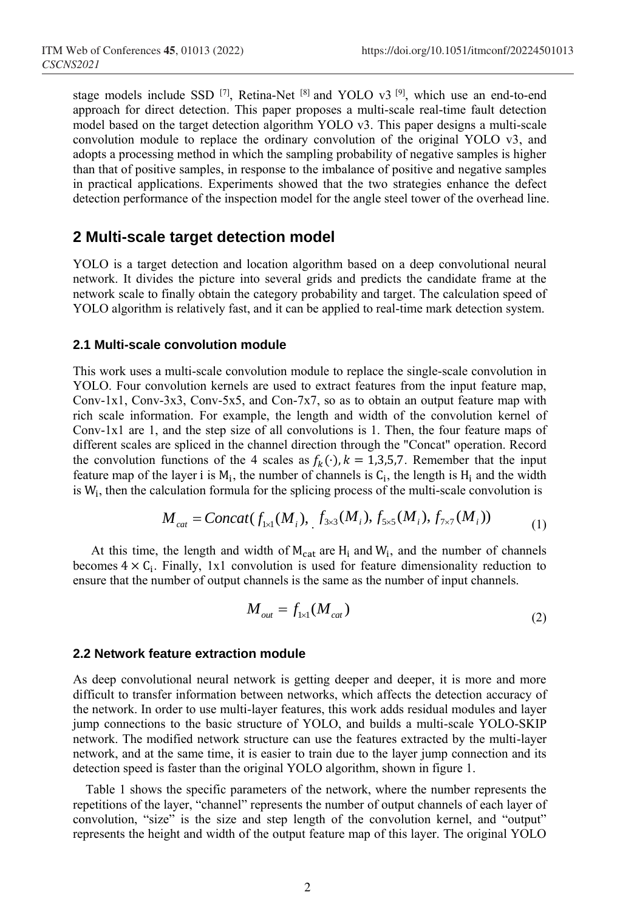stage models include SSD [7], Retina-Net [8] and YOLO v3 [9], which use an end-to-end approach for direct detection. This paper proposes a multi-scale real-time fault detection model based on the target detection algorithm YOLO v3. This paper designs a multi-scale convolution module to replace the ordinary convolution of the original YOLO v3, and adopts a processing method in which the sampling probability of negative samples is higher than that of positive samples, in response to the imbalance of positive and negative samples in practical applications. Experiments showed that the two strategies enhance the defect detection performance of the inspection model for the angle steel tower of the overhead line.

## 2 Multi-scale target detection model

YOLO is a target detection and location algorithm based on a deep convolutional neural network. It divides the picture into several grids and predicts the candidate frame at the network scale to finally obtain the category probability and target. The calculation speed of YOLO algorithm is relatively fast, and it can be applied to real-time mark detection system.

### 2.1 Multi-scale convolution module

This work uses a multi-scale convolution module to replace the single-scale convolution in YOLO. Four convolution kernels are used to extract features from the input feature map, Conv-1x1, Conv-3x3, Conv-5x5, and Con-7x7, so as to obtain an output feature map with rich scale information. For example, the length and width of the convolution kernel of Conv-1x1 are 1, and the step size of all convolutions is 1. Then, the four feature maps of different scales are spliced in the channel direction through the "Concat" operation. Record the convolution functions of the 4 scales as $f_k(\cdot), k = 1,3,5,7$. Remember that the input feature map of the layer i is $M_i$, the number of channels is $C_i$, the length is $H_i$ and the width is $W_i$, then the calculation formula for the splicing process of the multi-scale convolution is

$$M_{cat} = Concat(f_{1\times1}(M_i), f_{3\times3}(M_i), f_{5\times5}(M_i), f_{7\times7}(M_i)) \tag{1}$$

At this time, the length and width of $M_{cat}$ are $H_i$ and $W_i$, and the number of channels becomes $4 \times C_i$. Finally, 1x1 convolution is used for feature dimensionality reduction to ensure that the number of output channels is the same as the number of input channels.

$$M_{out} = f_{1\times1}(M_{cat}) \tag{2}$$

### 2.2 Network feature extraction module

As deep convolutional neural network is getting deeper and deeper, it is more and more difficult to transfer information between networks, which affects the detection accuracy of the network. In order to use multi-layer features, this work adds residual modules and layer jump connections to the basic structure of YOLO, and builds a multi-scale YOLO-SKIP network. The modified network structure can use the features extracted by the multi-layer network, and at the same time, it is easier to train due to the layer jump connection and its detection speed is faster than the original YOLO algorithm, shown in figure 1.

Table 1 shows the specific parameters of the network, where the number represents the repetitions of the layer, "channel" represents the number of output channels of each layer of convolution, "size" is the size and step length of the convolution kernel, and "output" represents the height and width of the output feature map of this layer. The original YOLO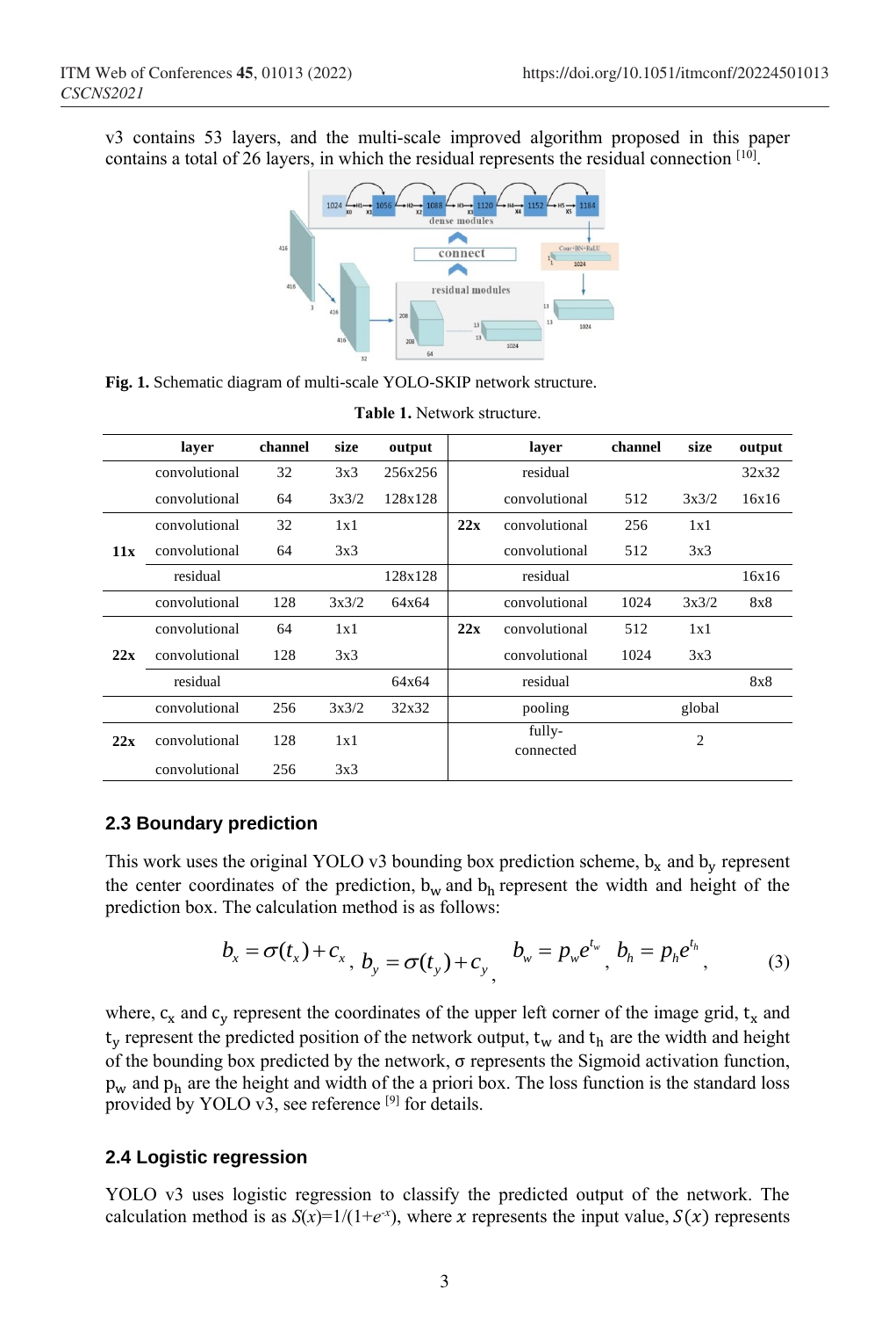v3 contains 53 layers, and the multi-scale improved algorithm proposed in this paper contains a total of 26 layers, in which the residual represents the residual connection [10].

**Fig. 1.** Schematic diagram of multi-scale YOLO-SKIP network structure.

**Table 1.** Network structure.

| | layer | channel | size | output | | layer | channel | size | output |
|---|---|---|---|---|---|---|---|---|---|
| | convolutional | 32 | 3x3 | 256x256 | | residual | | | 32x32 |
| | convolutional | 64 | 3x3/2 | 128x128 | | convolutional | 512 | 3x3/2 | 16x16 |
| **11x** | convolutional | 32 | 1x1 | | **22x** | convolutional | 256 | 1x1 | |
| | convolutional | 64 | 3x3 | | | convolutional | 512 | 3x3 | |
| | residual | | | 128x128 | | residual | | | 16x16 |
| | convolutional | 128 | 3x3/2 | 64x64 | | convolutional | 1024 | 3x3/2 | 8x8 |
| **22x** | convolutional | 64 | 1x1 | | **22x** | convolutional | 512 | 1x1 | |
| | convolutional | 128 | 3x3 | | | convolutional | 1024 | 3x3 | |
| | residual | | | 64x64 | | residual | | | 8x8 |
| | convolutional | 256 | 3x3/2 | 32x32 | | pooling | | global | |
| **22x** | convolutional | 128 | 1x1 | | | fully-connected | | 2 | |
| | convolutional | 256 | 3x3 | | | | | | |

## 2.3 Boundary prediction

This work uses the original YOLO v3 bounding box prediction scheme, $b_x$ and $b_y$ represent the center coordinates of the prediction, $b_w$ and $b_h$ represent the width and height of the prediction box. The calculation method is as follows:

$$b_x = \sigma(t_x) + c_x,\ b_y = \sigma(t_y) + c_y,\ b_w = p_w e^{t_w},\ b_h = p_h e^{t_h}, \tag{3}$$

where, $c_x$ and $c_y$ represent the coordinates of the upper left corner of the image grid, $t_x$ and $t_y$ represent the predicted position of the network output, $t_w$ and $t_h$ are the width and height of the bounding box predicted by the network, σ represents the Sigmoid activation function, $p_w$ and $p_h$ are the height and width of the a priori box. The loss function is the standard loss provided by YOLO v3, see reference [9] for details.

## 2.4 Logistic regression

YOLO v3 uses logistic regression to classify the predicted output of the network. The calculation method is as $S(x)=1/(1+e^{-x})$, where $x$ represents the input value, $S(x)$ represents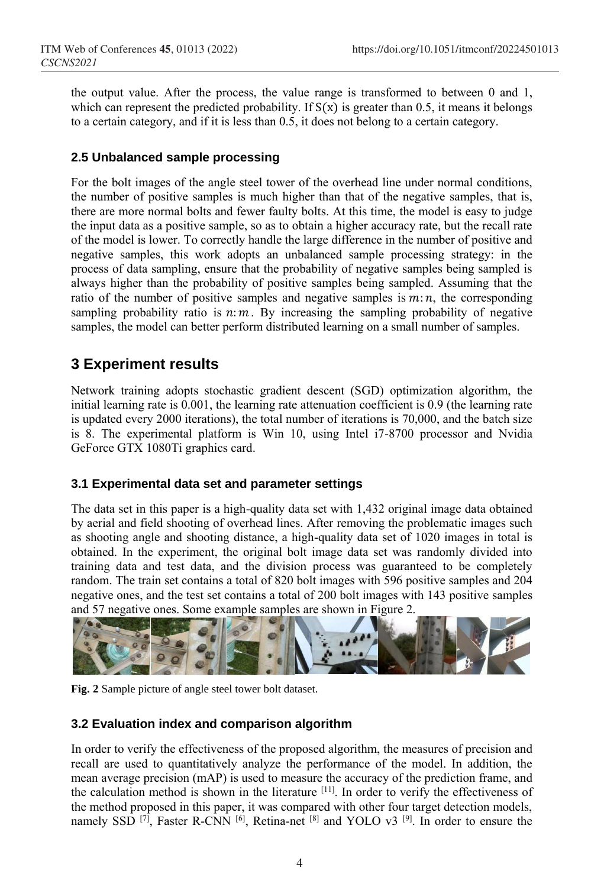the output value. After the process, the value range is transformed to between 0 and 1, which can represent the predicted probability. If $S(x)$ is greater than 0.5, it means it belongs to a certain category, and if it is less than 0.5, it does not belong to a certain category.

### 2.5 Unbalanced sample processing

For the bolt images of the angle steel tower of the overhead line under normal conditions, the number of positive samples is much higher than that of the negative samples, that is, there are more normal bolts and fewer faulty bolts. At this time, the model is easy to judge the input data as a positive sample, so as to obtain a higher accuracy rate, but the recall rate of the model is lower. To correctly handle the large difference in the number of positive and negative samples, this work adopts an unbalanced sample processing strategy: in the process of data sampling, ensure that the probability of negative samples being sampled is always higher than the probability of positive samples being sampled. Assuming that the ratio of the number of positive samples and negative samples is $m:n$, the corresponding sampling probability ratio is $n:m$. By increasing the sampling probability of negative samples, the model can better perform distributed learning on a small number of samples.

## 3 Experiment results

Network training adopts stochastic gradient descent (SGD) optimization algorithm, the initial learning rate is 0.001, the learning rate attenuation coefficient is 0.9 (the learning rate is updated every 2000 iterations), the total number of iterations is 70,000, and the batch size is 8. The experimental platform is Win 10, using Intel i7-8700 processor and Nvidia GeForce GTX 1080Ti graphics card.

### 3.1 Experimental data set and parameter settings

The data set in this paper is a high-quality data set with 1,432 original image data obtained by aerial and field shooting of overhead lines. After removing the problematic images such as shooting angle and shooting distance, a high-quality data set of 1020 images in total is obtained. In the experiment, the original bolt image data set was randomly divided into training data and test data, and the division process was guaranteed to be completely random. The train set contains a total of 820 bolt images with 596 positive samples and 204 negative ones, and the test set contains a total of 200 bolt images with 143 positive samples and 57 negative ones. Some example samples are shown in Figure 2.

**Fig. 2** Sample picture of angle steel tower bolt dataset.

### 3.2 Evaluation index and comparison algorithm

In order to verify the effectiveness of the proposed algorithm, the measures of precision and recall are used to quantitatively analyze the performance of the model. In addition, the mean average precision (mAP) is used to measure the accuracy of the prediction frame, and the calculation method is shown in the literature [11]. In order to verify the effectiveness of the method proposed in this paper, it was compared with other four target detection models, namely SSD [7], Faster R-CNN [6], Retina-net [8] and YOLO v3 [9]. In order to ensure the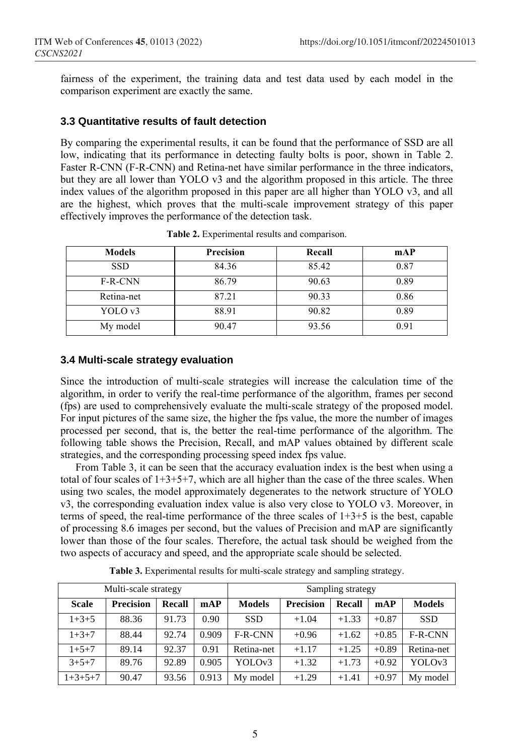fairness of the experiment, the training data and test data used by each model in the comparison experiment are exactly the same.

### 3.3 Quantitative results of fault detection

By comparing the experimental results, it can be found that the performance of SSD are all low, indicating that its performance in detecting faulty bolts is poor, shown in Table 2. Faster R-CNN (F-R-CNN) and Retina-net have similar performance in the three indicators, but they are all lower than YOLO v3 and the algorithm proposed in this article. The three index values of the algorithm proposed in this paper are all higher than YOLO v3, and all are the highest, which proves that the multi-scale improvement strategy of this paper effectively improves the performance of the detection task.

**Table 2.** Experimental results and comparison.

| Models | Precision | Recall | mAP |
|---|---|---|---|
| SSD | 84.36 | 85.42 | 0.87 |
| F-R-CNN | 86.79 | 90.63 | 0.89 |
| Retina-net | 87.21 | 90.33 | 0.86 |
| YOLO v3 | 88.91 | 90.82 | 0.89 |
| My model | 90.47 | 93.56 | 0.91 |

### 3.4 Multi-scale strategy evaluation

Since the introduction of multi-scale strategies will increase the calculation time of the algorithm, in order to verify the real-time performance of the algorithm, frames per second (fps) are used to comprehensively evaluate the multi-scale strategy of the proposed model. For input pictures of the same size, the higher the fps value, the more the number of images processed per second, that is, the better the real-time performance of the algorithm. The following table shows the Precision, Recall, and mAP values obtained by different scale strategies, and the corresponding processing speed index fps value.

From Table 3, it can be seen that the accuracy evaluation index is the best when using a total of four scales of 1+3+5+7, which are all higher than the case of the three scales. When using two scales, the model approximately degenerates to the network structure of YOLO v3, the corresponding evaluation index value is also very close to YOLO v3. Moreover, in terms of speed, the real-time performance of the three scales of 1+3+5 is the best, capable of processing 8.6 images per second, but the values of Precision and mAP are significantly lower than those of the four scales. Therefore, the actual task should be weighed from the two aspects of accuracy and speed, and the appropriate scale should be selected.

**Table 3.** Experimental results for multi-scale strategy and sampling strategy.

| Multi-scale strategy | | | | Sampling strategy | | | | |
|---|---|---|---|---|---|---|---|---|
| **Scale** | **Precision** | **Recall** | **mAP** | **Models** | **Precision** | **Recall** | **mAP** | **Models** |
| 1+3+5 | 88.36 | 91.73 | 0.90 | SSD | +1.04 | +1.33 | +0.87 | SSD |
| 1+3+7 | 88.44 | 92.74 | 0.909 | F-R-CNN | +0.96 | +1.62 | +0.85 | F-R-CNN |
| 1+5+7 | 89.14 | 92.37 | 0.91 | Retina-net | +1.17 | +1.25 | +0.89 | Retina-net |
| 3+5+7 | 89.76 | 92.89 | 0.905 | YOLOv3 | +1.32 | +1.73 | +0.92 | YOLOv3 |
| 1+3+5+7 | 90.47 | 93.56 | 0.913 | My model | +1.29 | +1.41 | +0.97 | My model |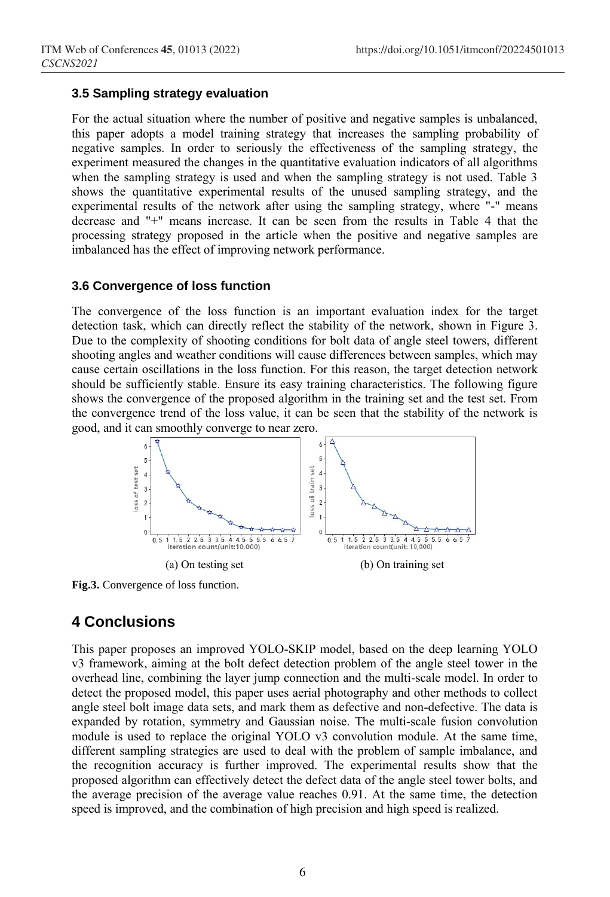### 3.5 Sampling strategy evaluation

For the actual situation where the number of positive and negative samples is unbalanced, this paper adopts a model training strategy that increases the sampling probability of negative samples. In order to seriously the effectiveness of the sampling strategy, the experiment measured the changes in the quantitative evaluation indicators of all algorithms when the sampling strategy is used and when the sampling strategy is not used. Table 3 shows the quantitative experimental results of the unused sampling strategy, and the experimental results of the network after using the sampling strategy, where "-" means decrease and "+" means increase. It can be seen from the results in Table 4 that the processing strategy proposed in the article when the positive and negative samples are imbalanced has the effect of improving network performance.

### 3.6 Convergence of loss function

The convergence of the loss function is an important evaluation index for the target detection task, which can directly reflect the stability of the network, shown in Figure 3. Due to the complexity of shooting conditions for bolt data of angle steel towers, different shooting angles and weather conditions will cause differences between samples, which may cause certain oscillations in the loss function. For this reason, the target detection network should be sufficiently stable. Ensure its easy training characteristics. The following figure shows the convergence of the proposed algorithm in the training set and the test set. From the convergence trend of the loss value, it can be seen that the stability of the network is good, and it can smoothly converge to near zero.

(a) On testing set (b) On training set

**Fig.3.** Convergence of loss function.

## 4 Conclusions

This paper proposes an improved YOLO-SKIP model, based on the deep learning YOLO v3 framework, aiming at the bolt defect detection problem of the angle steel tower in the overhead line, combining the layer jump connection and the multi-scale model. In order to detect the proposed model, this paper uses aerial photography and other methods to collect angle steel bolt image data sets, and mark them as defective and non-defective. The data is expanded by rotation, symmetry and Gaussian noise. The multi-scale fusion convolution module is used to replace the original YOLO v3 convolution module. At the same time, different sampling strategies are used to deal with the problem of sample imbalance, and the recognition accuracy is further improved. The experimental results show that the proposed algorithm can effectively detect the defect data of the angle steel tower bolts, and the average precision of the average value reaches 0.91. At the same time, the detection speed is improved, and the combination of high precision and high speed is realized.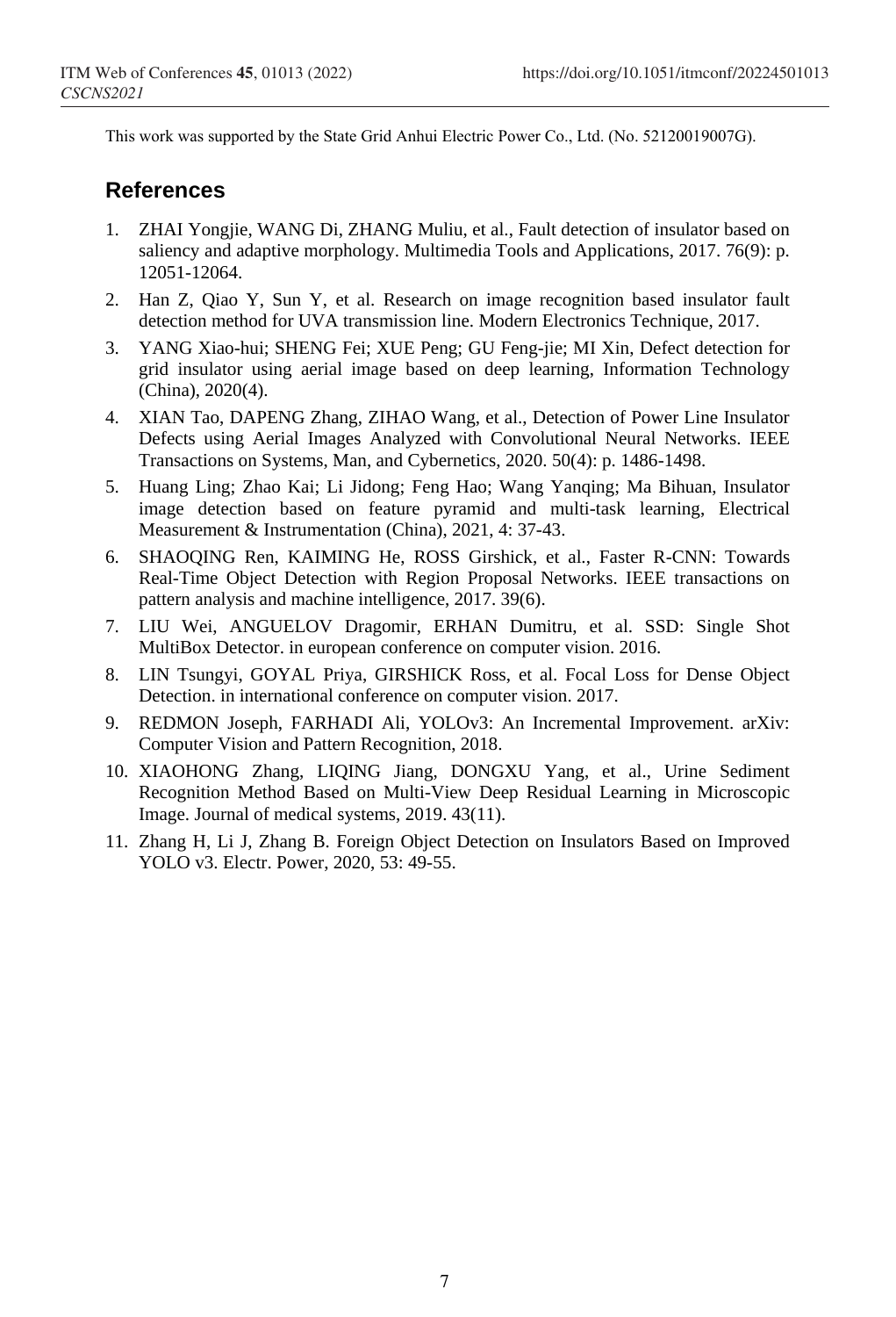This work was supported by the State Grid Anhui Electric Power Co., Ltd. (No. 52120019007G).

## References

1. ZHAI Yongjie, WANG Di, ZHANG Muliu, et al., Fault detection of insulator based on saliency and adaptive morphology. Multimedia Tools and Applications, 2017. 76(9): p. 12051-12064.
2. Han Z, Qiao Y, Sun Y, et al. Research on image recognition based insulator fault detection method for UVA transmission line. Modern Electronics Technique, 2017.
3. YANG Xiao-hui; SHENG Fei; XUE Peng; GU Feng-jie; MI Xin, Defect detection for grid insulator using aerial image based on deep learning, Information Technology (China), 2020(4).
4. XIAN Tao, DAPENG Zhang, ZIHAO Wang, et al., Detection of Power Line Insulator Defects using Aerial Images Analyzed with Convolutional Neural Networks. IEEE Transactions on Systems, Man, and Cybernetics, 2020. 50(4): p. 1486-1498.
5. Huang Ling; Zhao Kai; Li Jidong; Feng Hao; Wang Yanqing; Ma Bihuan, Insulator image detection based on feature pyramid and multi-task learning, Electrical Measurement & Instrumentation (China), 2021, 4: 37-43.
6. SHAOQING Ren, KAIMING He, ROSS Girshick, et al., Faster R-CNN: Towards Real-Time Object Detection with Region Proposal Networks. IEEE transactions on pattern analysis and machine intelligence, 2017. 39(6).
7. LIU Wei, ANGUELOV Dragomir, ERHAN Dumitru, et al. SSD: Single Shot MultiBox Detector. in european conference on computer vision. 2016.
8. LIN Tsungyi, GOYAL Priya, GIRSHICK Ross, et al. Focal Loss for Dense Object Detection. in international conference on computer vision. 2017.
9. REDMON Joseph, FARHADI Ali, YOLOv3: An Incremental Improvement. arXiv: Computer Vision and Pattern Recognition, 2018.
10. XIAOHONG Zhang, LIQING Jiang, DONGXU Yang, et al., Urine Sediment Recognition Method Based on Multi-View Deep Residual Learning in Microscopic Image. Journal of medical systems, 2019. 43(11).
11. Zhang H, Li J, Zhang B. Foreign Object Detection on Insulators Based on Improved YOLO v3. Electr. Power, 2020, 53: 49-55.